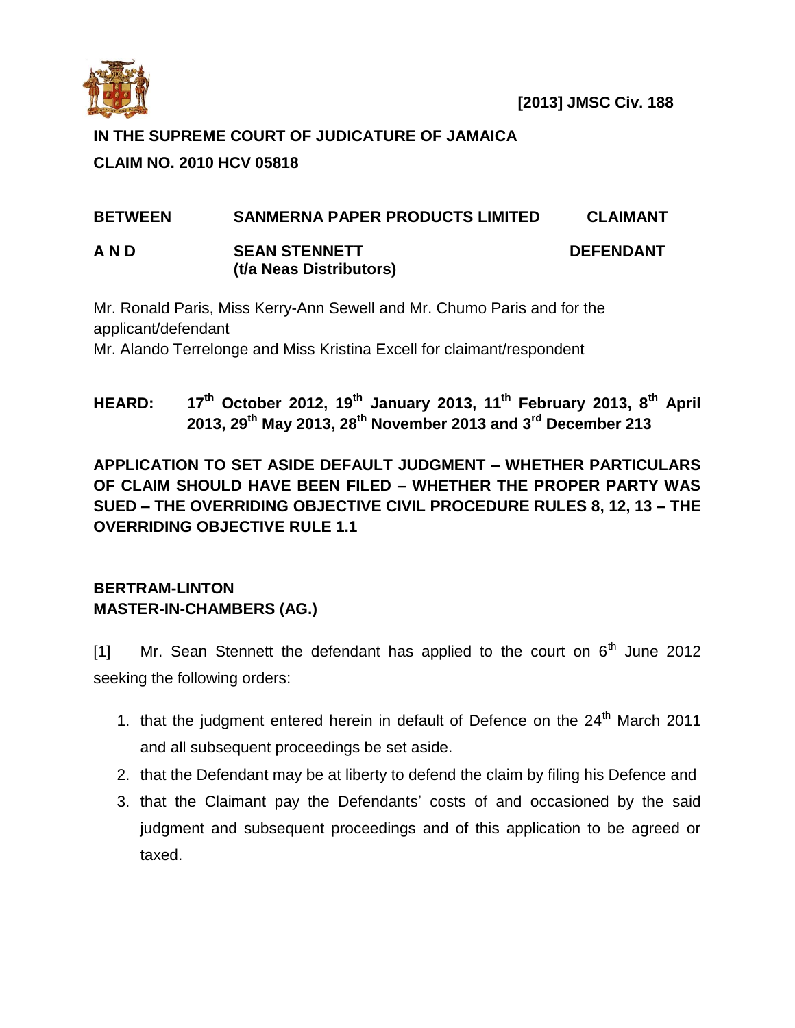**[2013] JMSC Civ. 188**

**IN THE SUPREME COURT OF JUDICATURE OF JAMAICA**

**CLAIM NO. 2010 HCV 05818**

| | | |
|---|---|---|
| **BETWEEN** | **SANMERNA PAPER PRODUCTS LIMITED** | **CLAIMANT** |
| **A N D** | **SEAN STENNETT (t/a Neas Distributors)** | **DEFENDANT** |

Mr. Ronald Paris, Miss Kerry-Ann Sewell and Mr. Chumo Paris and for the applicant/defendant

Mr. Alando Terrelonge and Miss Kristina Excell for claimant/respondent

**HEARD: 17th October 2012, 19th January 2013, 11th February 2013, 8th April 2013, 29th May 2013, 28th November 2013 and 3rd December 213**

**APPLICATION TO SET ASIDE DEFAULT JUDGMENT – WHETHER PARTICULARS OF CLAIM SHOULD HAVE BEEN FILED – WHETHER THE PROPER PARTY WAS SUED – THE OVERRIDING OBJECTIVE CIVIL PROCEDURE RULES 8, 12, 13 – THE OVERRIDING OBJECTIVE RULE 1.1**

**BERTRAM-LINTON**
**MASTER-IN-CHAMBERS (AG.)**

[1] Mr. Sean Stennett the defendant has applied to the court on 6th June 2012 seeking the following orders:

1. that the judgment entered herein in default of Defence on the 24th March 2011 and all subsequent proceedings be set aside.
2. that the Defendant may be at liberty to defend the claim by filing his Defence and
3. that the Claimant pay the Defendants' costs of and occasioned by the said judgment and subsequent proceedings and of this application to be agreed or taxed.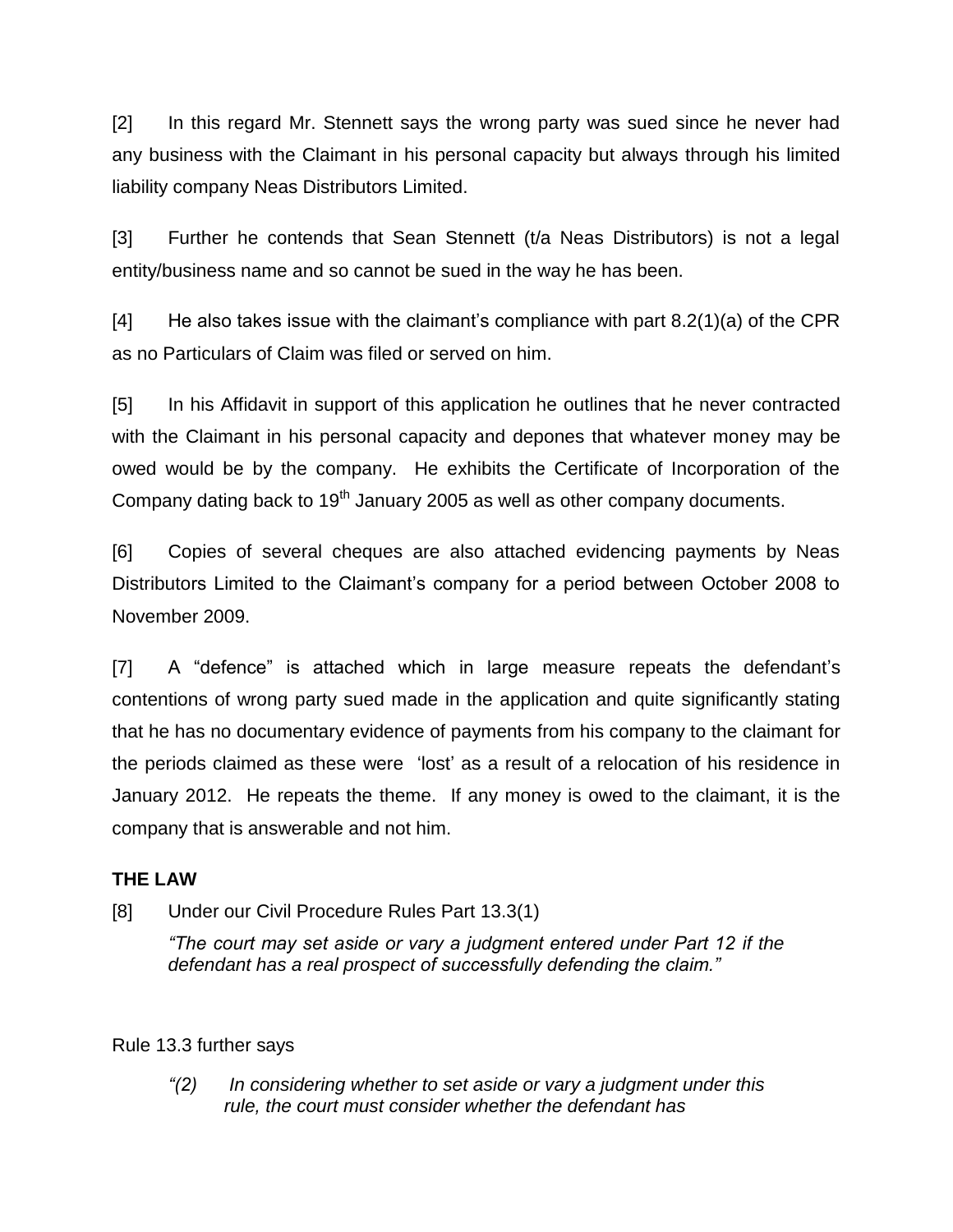[2] In this regard Mr. Stennett says the wrong party was sued since he never had any business with the Claimant in his personal capacity but always through his limited liability company Neas Distributors Limited.

[3] Further he contends that Sean Stennett (t/a Neas Distributors) is not a legal entity/business name and so cannot be sued in the way he has been.

[4] He also takes issue with the claimant's compliance with part 8.2(1)(a) of the CPR as no Particulars of Claim was filed or served on him.

[5] In his Affidavit in support of this application he outlines that he never contracted with the Claimant in his personal capacity and depones that whatever money may be owed would be by the company. He exhibits the Certificate of Incorporation of the Company dating back to 19th January 2005 as well as other company documents.

[6] Copies of several cheques are also attached evidencing payments by Neas Distributors Limited to the Claimant's company for a period between October 2008 to November 2009.

[7] A "defence" is attached which in large measure repeats the defendant's contentions of wrong party sued made in the application and quite significantly stating that he has no documentary evidence of payments from his company to the claimant for the periods claimed as these were 'lost' as a result of a relocation of his residence in January 2012. He repeats the theme. If any money is owed to the claimant, it is the company that is answerable and not him.

**THE LAW**

[8] Under our Civil Procedure Rules Part 13.3(1)

*"The court may set aside or vary a judgment entered under Part 12 if the defendant has a real prospect of successfully defending the claim."*

Rule 13.3 further says

*"(2) In considering whether to set aside or vary a judgment under this rule, the court must consider whether the defendant has*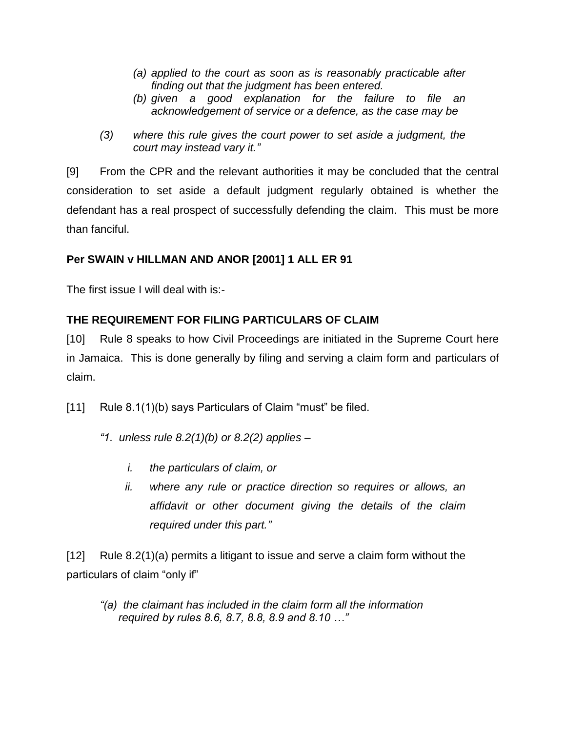> *(a) applied to the court as soon as is reasonably practicable after finding out that the judgment has been entered.*
> *(b) given a good explanation for the failure to file an acknowledgement of service or a defence, as the case may be*
>
> *(3) where this rule gives the court power to set aside a judgment, the court may instead vary it."*

[9] From the CPR and the relevant authorities it may be concluded that the central consideration to set aside a default judgment regularly obtained is whether the defendant has a real prospect of successfully defending the claim. This must be more than fanciful.

**Per SWAIN v HILLMAN AND ANOR [2001] 1 ALL ER 91**

The first issue I will deal with is:-

**THE REQUIREMENT FOR FILING PARTICULARS OF CLAIM**

[10] Rule 8 speaks to how Civil Proceedings are initiated in the Supreme Court here in Jamaica. This is done generally by filing and serving a claim form and particulars of claim.

[11] Rule 8.1(1)(b) says Particulars of Claim "must" be filed.

> *"1. unless rule 8.2(1)(b) or 8.2(2) applies –*
>
> *i. the particulars of claim, or*
>
> *ii. where any rule or practice direction so requires or allows, an affidavit or other document giving the details of the claim required under this part."*

[12] Rule 8.2(1)(a) permits a litigant to issue and serve a claim form without the particulars of claim "only if"

> *"(a) the claimant has included in the claim form all the information required by rules 8.6, 8.7, 8.8, 8.9 and 8.10 …"*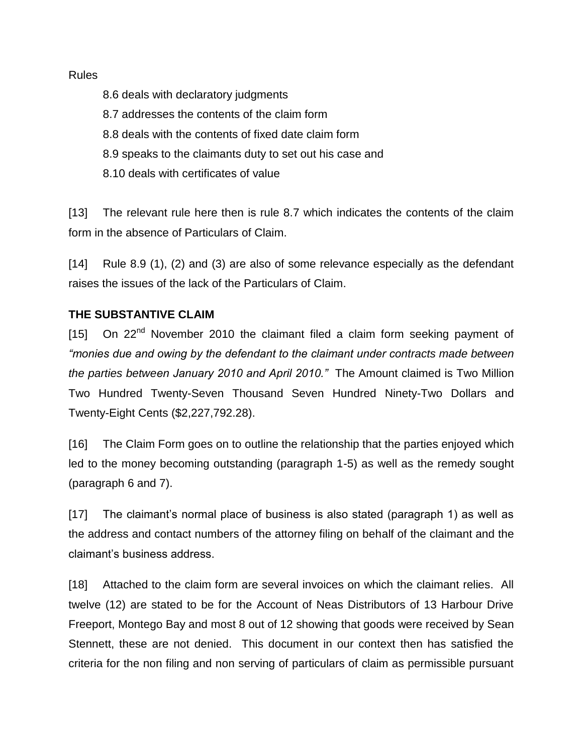Rules

8.6 deals with declaratory judgments

8.7 addresses the contents of the claim form

8.8 deals with the contents of fixed date claim form

8.9 speaks to the claimants duty to set out his case and

8.10 deals with certificates of value

[13] The relevant rule here then is rule 8.7 which indicates the contents of the claim form in the absence of Particulars of Claim.

[14] Rule 8.9 (1), (2) and (3) are also of some relevance especially as the defendant raises the issues of the lack of the Particulars of Claim.

**THE SUBSTANTIVE CLAIM**

[15] On 22nd November 2010 the claimant filed a claim form seeking payment of *"monies due and owing by the defendant to the claimant under contracts made between the parties between January 2010 and April 2010."* The Amount claimed is Two Million Two Hundred Twenty-Seven Thousand Seven Hundred Ninety-Two Dollars and Twenty-Eight Cents ($2,227,792.28).

[16] The Claim Form goes on to outline the relationship that the parties enjoyed which led to the money becoming outstanding (paragraph 1-5) as well as the remedy sought (paragraph 6 and 7).

[17] The claimant's normal place of business is also stated (paragraph 1) as well as the address and contact numbers of the attorney filing on behalf of the claimant and the claimant's business address.

[18] Attached to the claim form are several invoices on which the claimant relies. All twelve (12) are stated to be for the Account of Neas Distributors of 13 Harbour Drive Freeport, Montego Bay and most 8 out of 12 showing that goods were received by Sean Stennett, these are not denied. This document in our context then has satisfied the criteria for the non filing and non serving of particulars of claim as permissible pursuant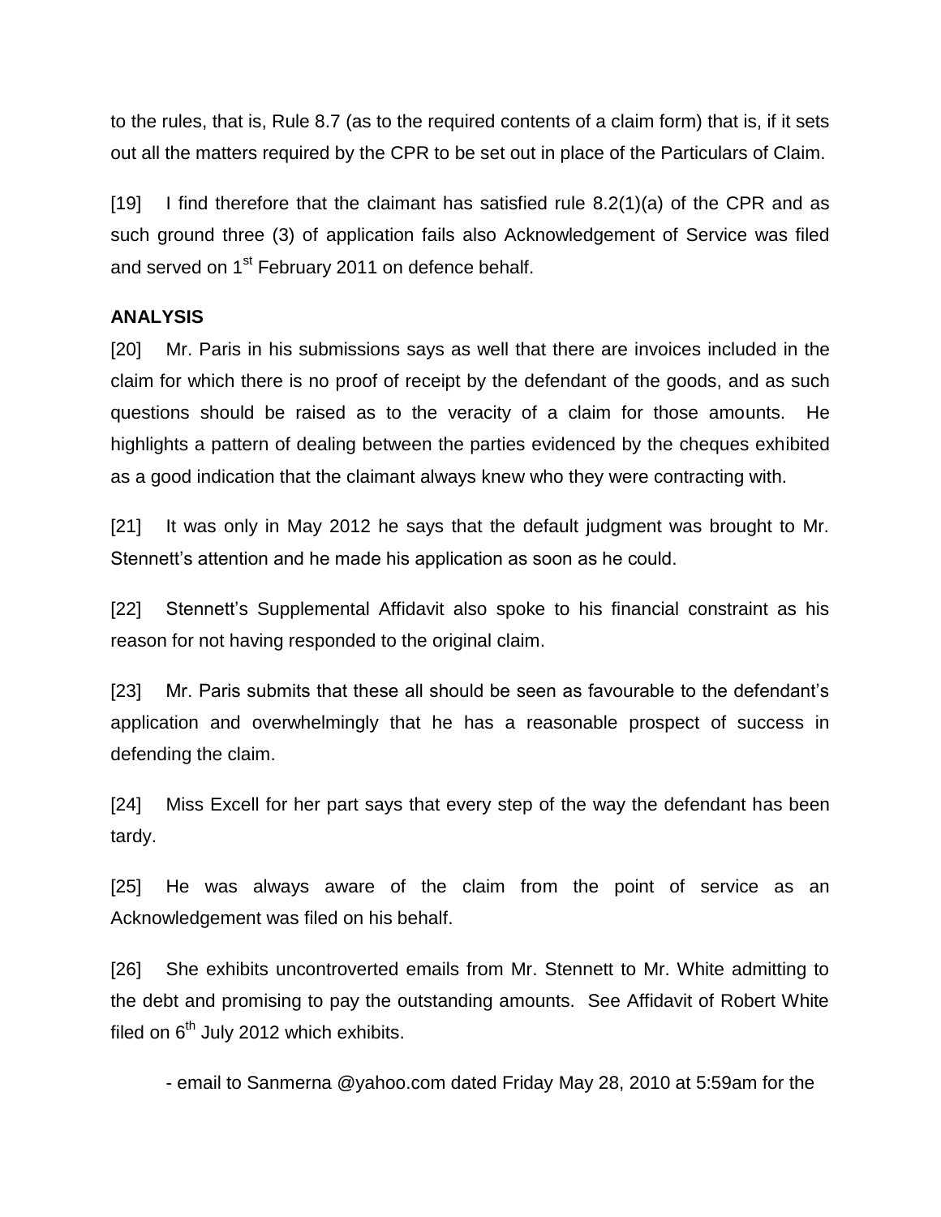to the rules, that is, Rule 8.7 (as to the required contents of a claim form) that is, if it sets out all the matters required by the CPR to be set out in place of the Particulars of Claim.

[19] I find therefore that the claimant has satisfied rule 8.2(1)(a) of the CPR and as such ground three (3) of application fails also Acknowledgement of Service was filed and served on 1st February 2011 on defence behalf.

**ANALYSIS**

[20] Mr. Paris in his submissions says as well that there are invoices included in the claim for which there is no proof of receipt by the defendant of the goods, and as such questions should be raised as to the veracity of a claim for those amounts. He highlights a pattern of dealing between the parties evidenced by the cheques exhibited as a good indication that the claimant always knew who they were contracting with.

[21] It was only in May 2012 he says that the default judgment was brought to Mr. Stennett's attention and he made his application as soon as he could.

[22] Stennett's Supplemental Affidavit also spoke to his financial constraint as his reason for not having responded to the original claim.

[23] Mr. Paris submits that these all should be seen as favourable to the defendant's application and overwhelmingly that he has a reasonable prospect of success in defending the claim.

[24] Miss Excell for her part says that every step of the way the defendant has been tardy.

[25] He was always aware of the claim from the point of service as an Acknowledgement was filed on his behalf.

[26] She exhibits uncontroverted emails from Mr. Stennett to Mr. White admitting to the debt and promising to pay the outstanding amounts. See Affidavit of Robert White filed on 6th July 2012 which exhibits.

- email to Sanmerna @yahoo.com dated Friday May 28, 2010 at 5:59am for the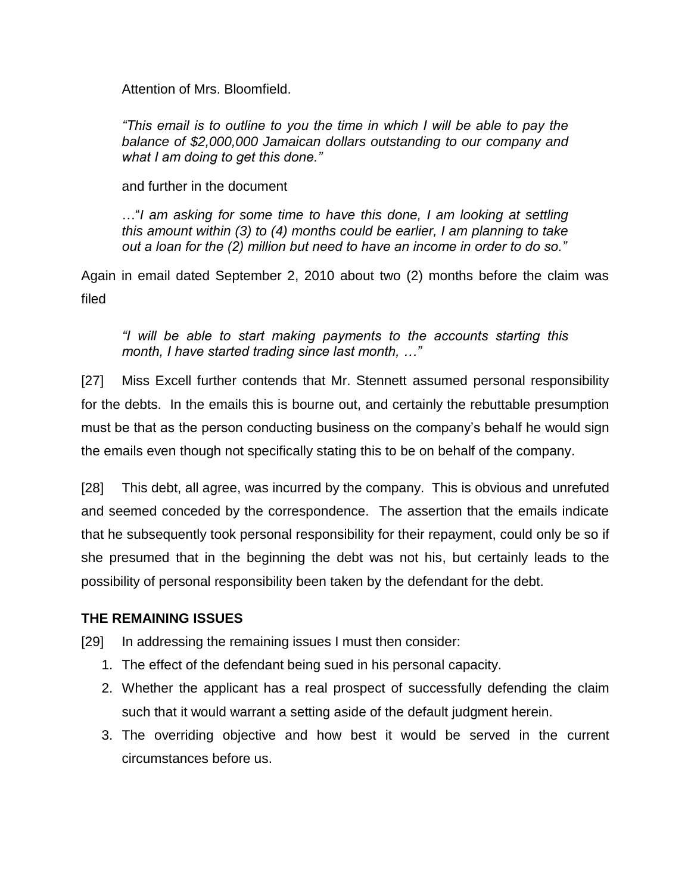Attention of Mrs. Bloomfield.

> *"This email is to outline to you the time in which I will be able to pay the balance of $2,000,000 Jamaican dollars outstanding to our company and what I am doing to get this done."*

and further in the document

> …"*I am asking for some time to have this done, I am looking at settling this amount within (3) to (4) months could be earlier, I am planning to take out a loan for the (2) million but need to have an income in order to do so."*

Again in email dated September 2, 2010 about two (2) months before the claim was filed

> *"I will be able to start making payments to the accounts starting this month, I have started trading since last month, …"*

[27] Miss Excell further contends that Mr. Stennett assumed personal responsibility for the debts. In the emails this is bourne out, and certainly the rebuttable presumption must be that as the person conducting business on the company's behalf he would sign the emails even though not specifically stating this to be on behalf of the company.

[28] This debt, all agree, was incurred by the company. This is obvious and unrefuted and seemed conceded by the correspondence. The assertion that the emails indicate that he subsequently took personal responsibility for their repayment, could only be so if she presumed that in the beginning the debt was not his, but certainly leads to the possibility of personal responsibility been taken by the defendant for the debt.

## THE REMAINING ISSUES

[29] In addressing the remaining issues I must then consider:

1. The effect of the defendant being sued in his personal capacity.
2. Whether the applicant has a real prospect of successfully defending the claim such that it would warrant a setting aside of the default judgment herein.
3. The overriding objective and how best it would be served in the current circumstances before us.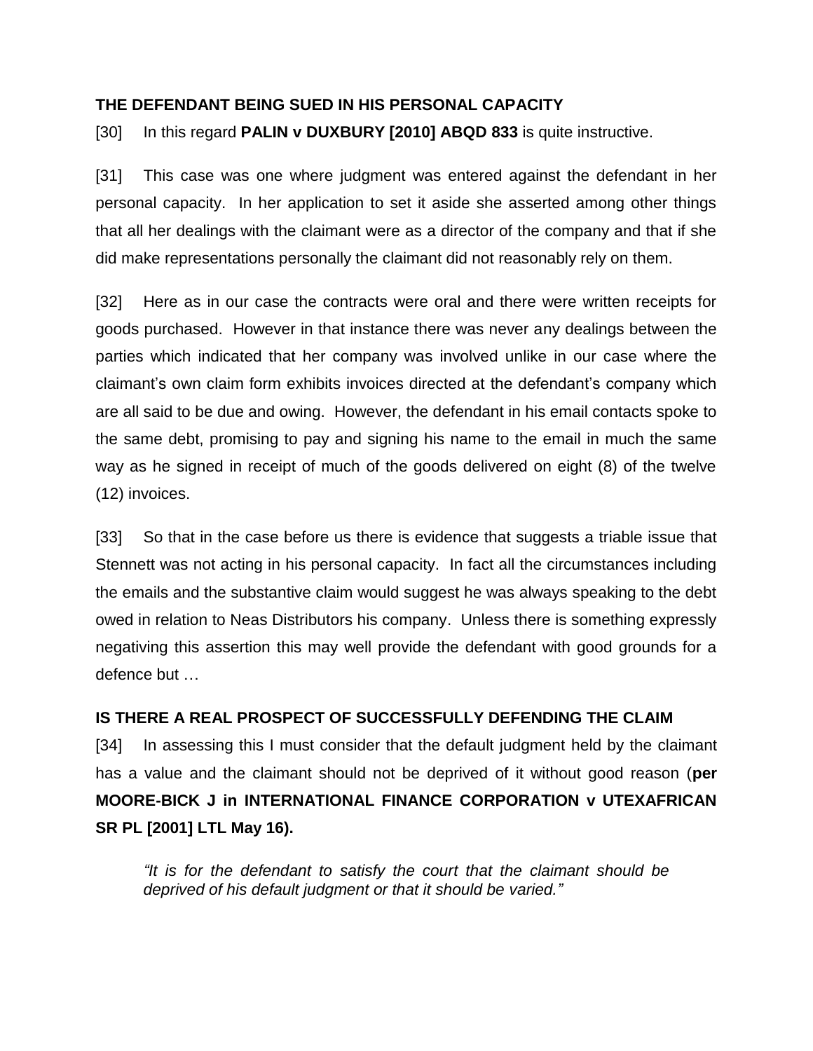**THE DEFENDANT BEING SUED IN HIS PERSONAL CAPACITY**

[30] In this regard **PALIN v DUXBURY [2010] ABQD 833** is quite instructive.

[31] This case was one where judgment was entered against the defendant in her personal capacity. In her application to set it aside she asserted among other things that all her dealings with the claimant were as a director of the company and that if she did make representations personally the claimant did not reasonably rely on them.

[32] Here as in our case the contracts were oral and there were written receipts for goods purchased. However in that instance there was never any dealings between the parties which indicated that her company was involved unlike in our case where the claimant's own claim form exhibits invoices directed at the defendant's company which are all said to be due and owing. However, the defendant in his email contacts spoke to the same debt, promising to pay and signing his name to the email in much the same way as he signed in receipt of much of the goods delivered on eight (8) of the twelve (12) invoices.

[33] So that in the case before us there is evidence that suggests a triable issue that Stennett was not acting in his personal capacity. In fact all the circumstances including the emails and the substantive claim would suggest he was always speaking to the debt owed in relation to Neas Distributors his company. Unless there is something expressly negativing this assertion this may well provide the defendant with good grounds for a defence but …

**IS THERE A REAL PROSPECT OF SUCCESSFULLY DEFENDING THE CLAIM**

[34] In assessing this I must consider that the default judgment held by the claimant has a value and the claimant should not be deprived of it without good reason (**per MOORE-BICK J in INTERNATIONAL FINANCE CORPORATION v UTEXAFRICAN SR PL [2001] LTL May 16).**

> *"It is for the defendant to satisfy the court that the claimant should be deprived of his default judgment or that it should be varied."*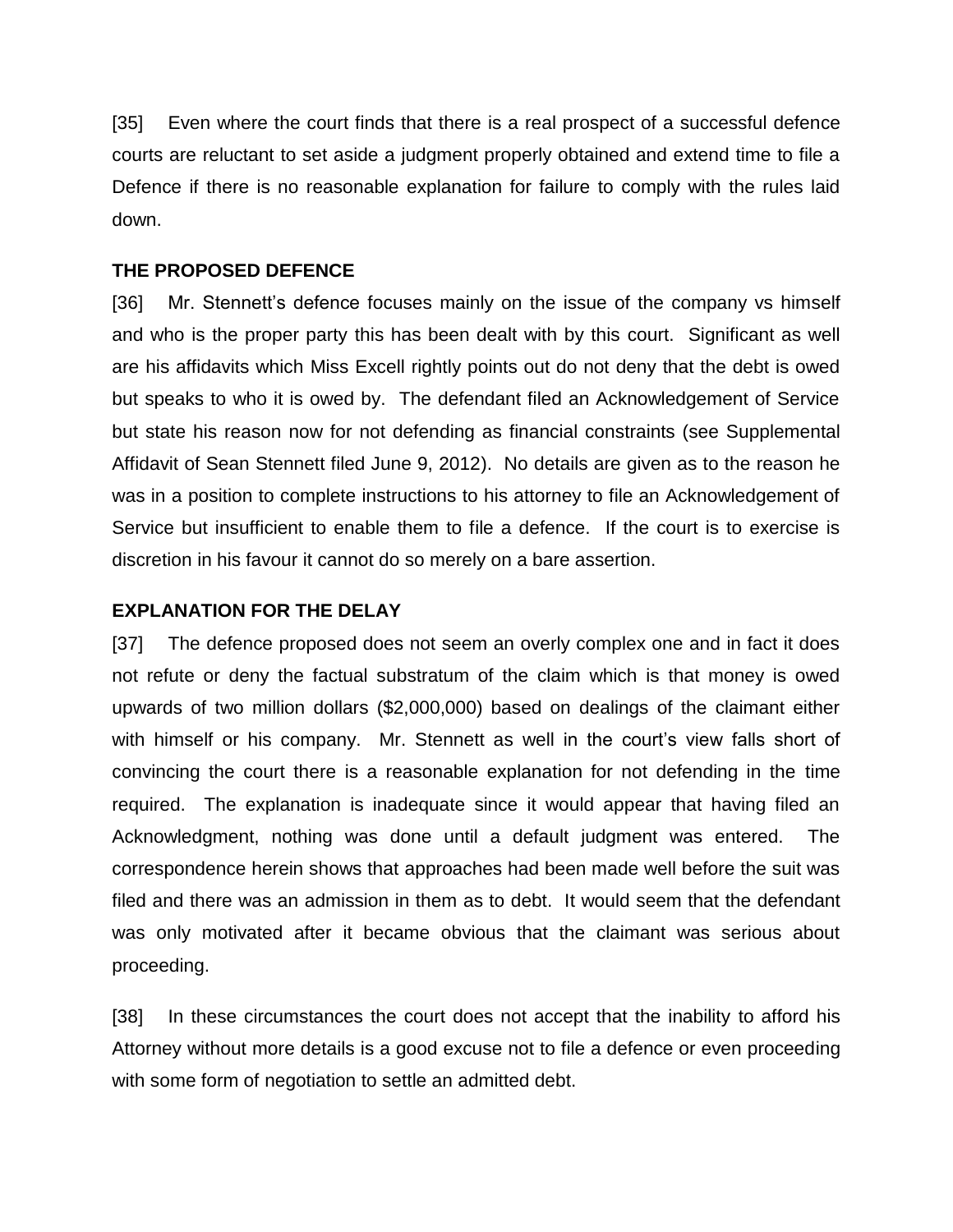[35] Even where the court finds that there is a real prospect of a successful defence courts are reluctant to set aside a judgment properly obtained and extend time to file a Defence if there is no reasonable explanation for failure to comply with the rules laid down.

**THE PROPOSED DEFENCE**

[36] Mr. Stennett's defence focuses mainly on the issue of the company vs himself and who is the proper party this has been dealt with by this court. Significant as well are his affidavits which Miss Excell rightly points out do not deny that the debt is owed but speaks to who it is owed by. The defendant filed an Acknowledgement of Service but state his reason now for not defending as financial constraints (see Supplemental Affidavit of Sean Stennett filed June 9, 2012). No details are given as to the reason he was in a position to complete instructions to his attorney to file an Acknowledgement of Service but insufficient to enable them to file a defence. If the court is to exercise is discretion in his favour it cannot do so merely on a bare assertion.

**EXPLANATION FOR THE DELAY**

[37] The defence proposed does not seem an overly complex one and in fact it does not refute or deny the factual substratum of the claim which is that money is owed upwards of two million dollars ($2,000,000) based on dealings of the claimant either with himself or his company. Mr. Stennett as well in the court's view falls short of convincing the court there is a reasonable explanation for not defending in the time required. The explanation is inadequate since it would appear that having filed an Acknowledgment, nothing was done until a default judgment was entered. The correspondence herein shows that approaches had been made well before the suit was filed and there was an admission in them as to debt. It would seem that the defendant was only motivated after it became obvious that the claimant was serious about proceeding.

[38] In these circumstances the court does not accept that the inability to afford his Attorney without more details is a good excuse not to file a defence or even proceeding with some form of negotiation to settle an admitted debt.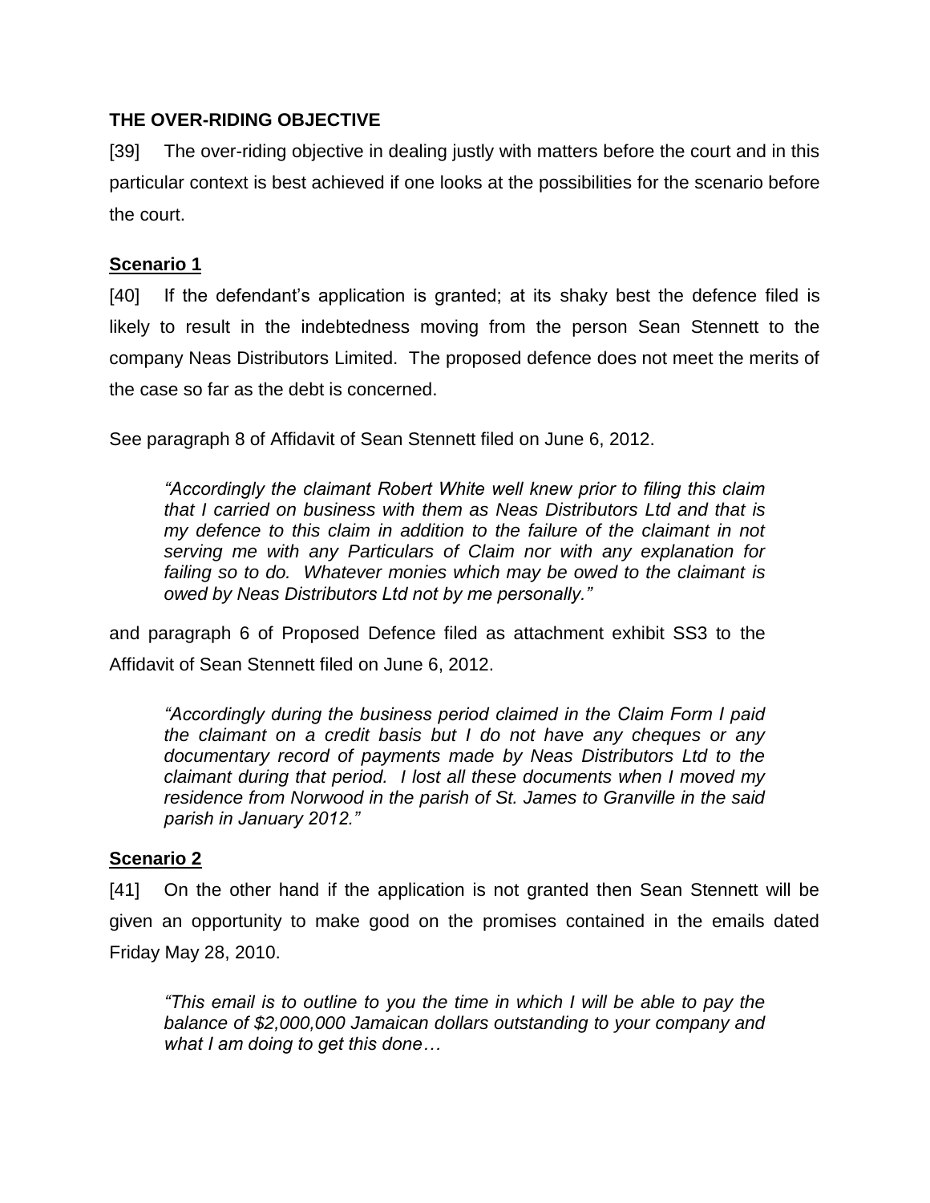**THE OVER-RIDING OBJECTIVE**

[39] The over-riding objective in dealing justly with matters before the court and in this particular context is best achieved if one looks at the possibilities for the scenario before the court.

**Scenario 1**

[40] If the defendant's application is granted; at its shaky best the defence filed is likely to result in the indebtedness moving from the person Sean Stennett to the company Neas Distributors Limited. The proposed defence does not meet the merits of the case so far as the debt is concerned.

See paragraph 8 of Affidavit of Sean Stennett filed on June 6, 2012.

> *"Accordingly the claimant Robert White well knew prior to filing this claim that I carried on business with them as Neas Distributors Ltd and that is my defence to this claim in addition to the failure of the claimant in not serving me with any Particulars of Claim nor with any explanation for failing so to do. Whatever monies which may be owed to the claimant is owed by Neas Distributors Ltd not by me personally."*

and paragraph 6 of Proposed Defence filed as attachment exhibit SS3 to the Affidavit of Sean Stennett filed on June 6, 2012.

> *"Accordingly during the business period claimed in the Claim Form I paid the claimant on a credit basis but I do not have any cheques or any documentary record of payments made by Neas Distributors Ltd to the claimant during that period. I lost all these documents when I moved my residence from Norwood in the parish of St. James to Granville in the said parish in January 2012."*

**Scenario 2**

[41] On the other hand if the application is not granted then Sean Stennett will be given an opportunity to make good on the promises contained in the emails dated Friday May 28, 2010.

> *"This email is to outline to you the time in which I will be able to pay the balance of $2,000,000 Jamaican dollars outstanding to your company and what I am doing to get this done…*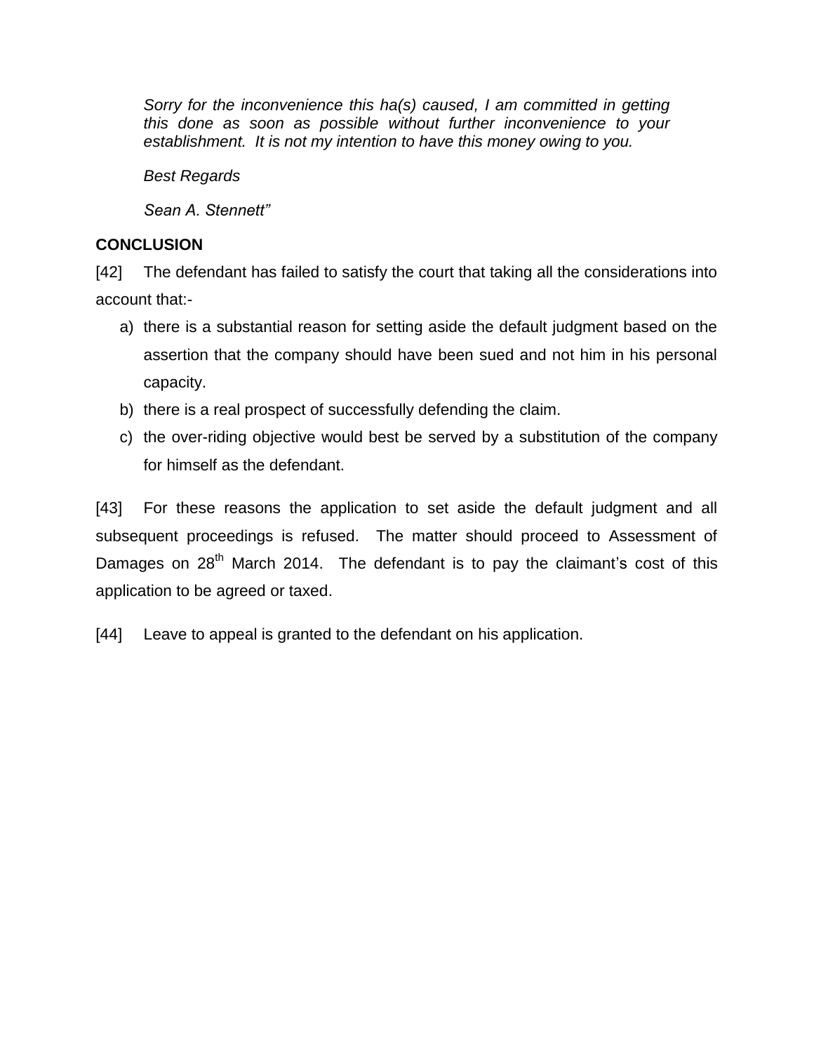> *Sorry for the inconvenience this ha(s) caused, I am committed in getting this done as soon as possible without further inconvenience to your establishment. It is not my intention to have this money owing to you.*
>
> *Best Regards*
>
> *Sean A. Stennett"*

**CONCLUSION**

[42] The defendant has failed to satisfy the court that taking all the considerations into account that:-

a) there is a substantial reason for setting aside the default judgment based on the assertion that the company should have been sued and not him in his personal capacity.
b) there is a real prospect of successfully defending the claim.
c) the over-riding objective would best be served by a substitution of the company for himself as the defendant.

[43] For these reasons the application to set aside the default judgment and all subsequent proceedings is refused. The matter should proceed to Assessment of Damages on 28th March 2014. The defendant is to pay the claimant's cost of this application to be agreed or taxed.

[44] Leave to appeal is granted to the defendant on his application.